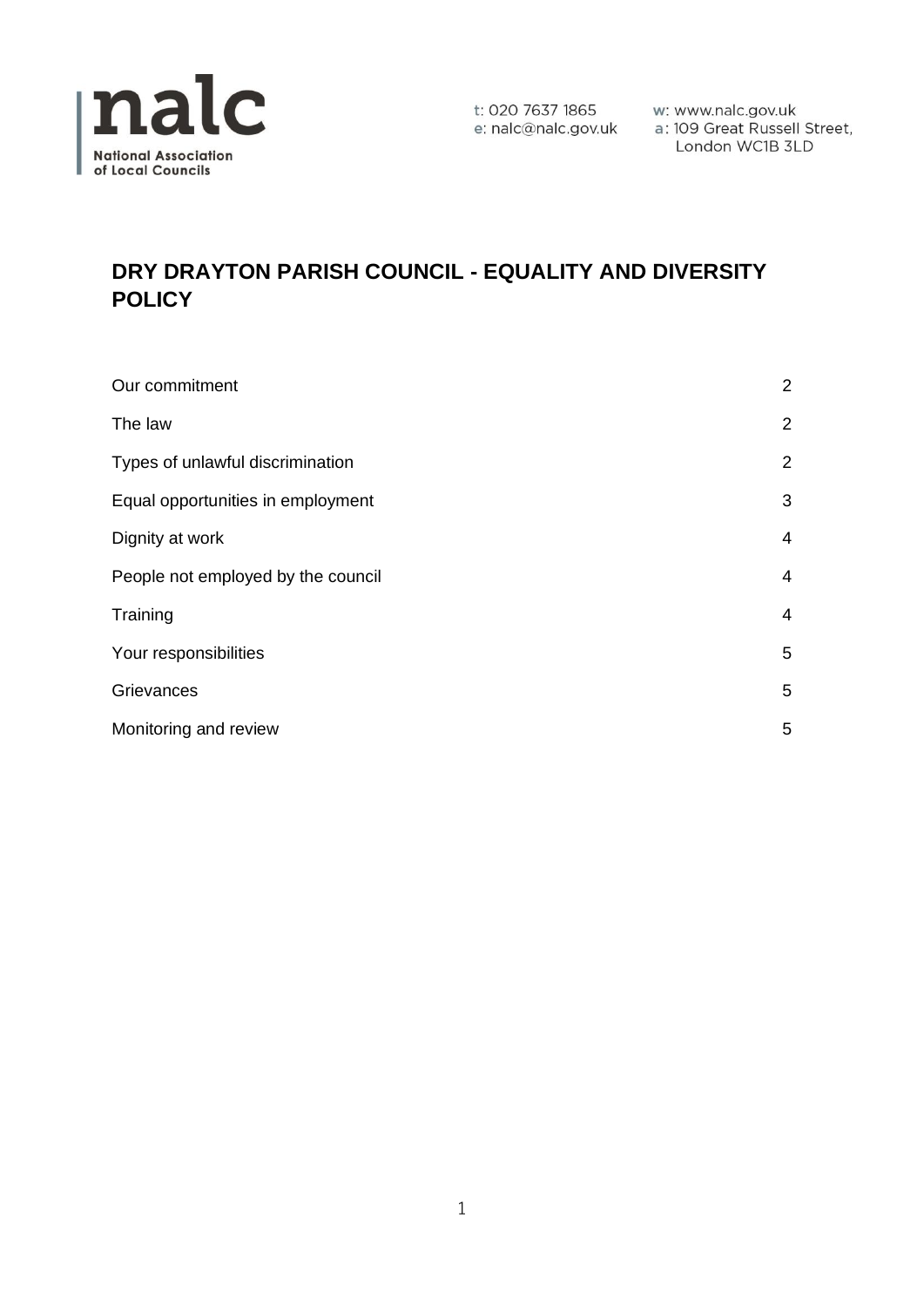nalc

National Association of Local Councils

t: 020 7637 1865
e: nalc@nalc.gov.uk
w: www.nalc.gov.uk
a: 109 Great Russell Street, London WC1B 3LD

# DRY DRAYTON PARISH COUNCIL - EQUALITY AND DIVERSITY POLICY

| | |
|---|---|
| Our commitment | 2 |
| The law | 2 |
| Types of unlawful discrimination | 2 |
| Equal opportunities in employment | 3 |
| Dignity at work | 4 |
| People not employed by the council | 4 |
| Training | 4 |
| Your responsibilities | 5 |
| Grievances | 5 |
| Monitoring and review | 5 |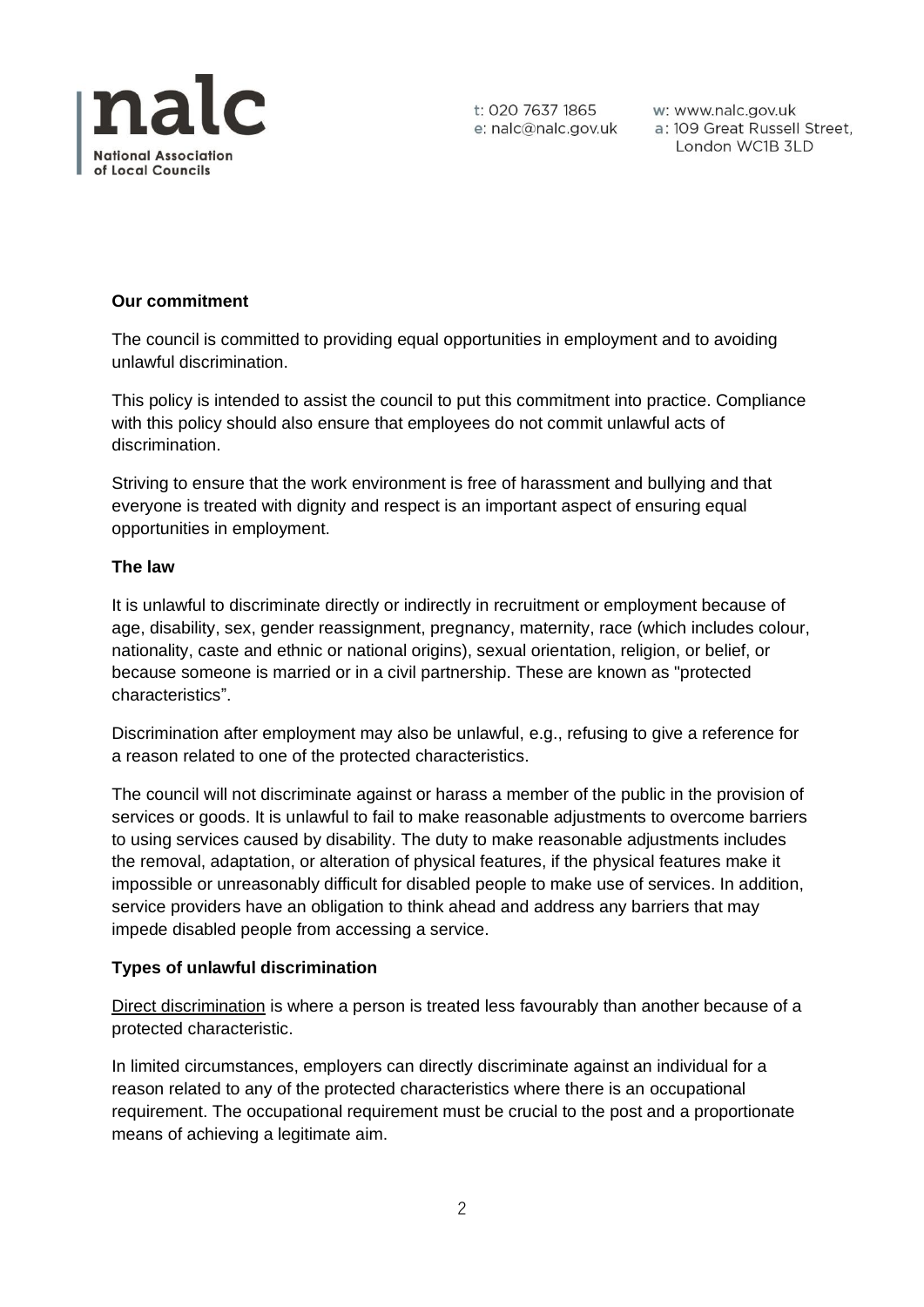**Our commitment**

The council is committed to providing equal opportunities in employment and to avoiding unlawful discrimination.

This policy is intended to assist the council to put this commitment into practice. Compliance with this policy should also ensure that employees do not commit unlawful acts of discrimination.

Striving to ensure that the work environment is free of harassment and bullying and that everyone is treated with dignity and respect is an important aspect of ensuring equal opportunities in employment.

**The law**

It is unlawful to discriminate directly or indirectly in recruitment or employment because of age, disability, sex, gender reassignment, pregnancy, maternity, race (which includes colour, nationality, caste and ethnic or national origins), sexual orientation, religion, or belief, or because someone is married or in a civil partnership. These are known as "protected characteristics".

Discrimination after employment may also be unlawful, e.g., refusing to give a reference for a reason related to one of the protected characteristics.

The council will not discriminate against or harass a member of the public in the provision of services or goods. It is unlawful to fail to make reasonable adjustments to overcome barriers to using services caused by disability. The duty to make reasonable adjustments includes the removal, adaptation, or alteration of physical features, if the physical features make it impossible or unreasonably difficult for disabled people to make use of services. In addition, service providers have an obligation to think ahead and address any barriers that may impede disabled people from accessing a service.

**Types of unlawful discrimination**

Direct discrimination is where a person is treated less favourably than another because of a protected characteristic.

In limited circumstances, employers can directly discriminate against an individual for a reason related to any of the protected characteristics where there is an occupational requirement. The occupational requirement must be crucial to the post and a proportionate means of achieving a legitimate aim.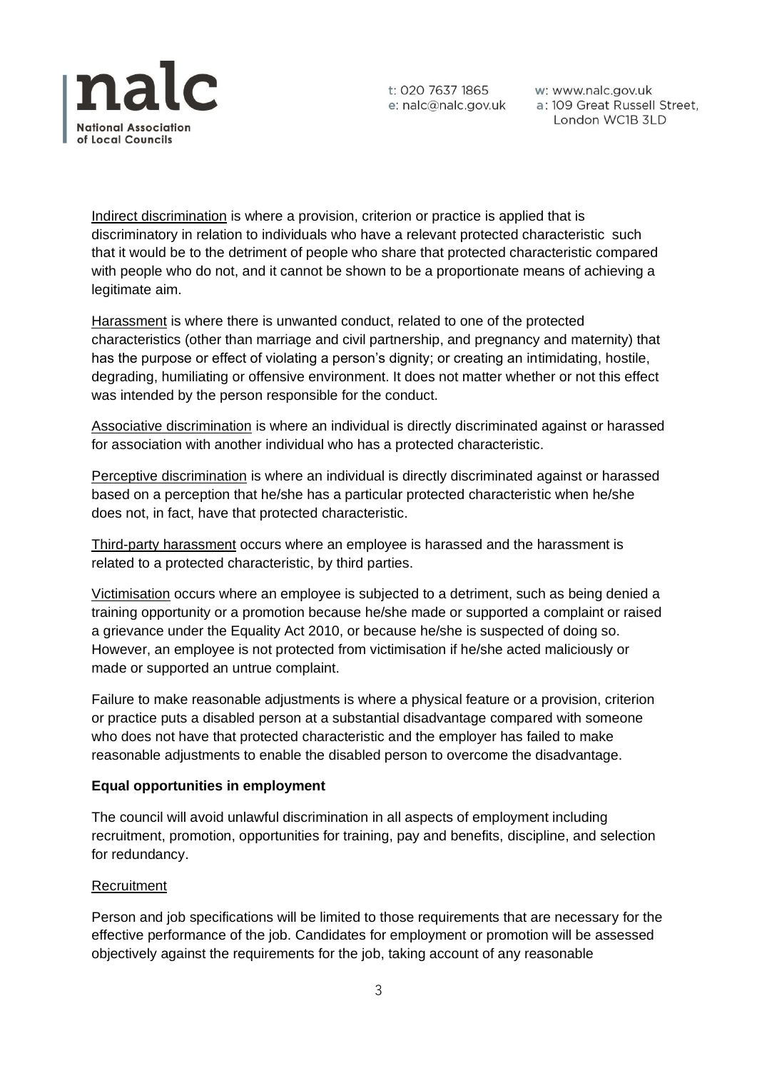Indirect discrimination is where a provision, criterion or practice is applied that is discriminatory in relation to individuals who have a relevant protected characteristic such that it would be to the detriment of people who share that protected characteristic compared with people who do not, and it cannot be shown to be a proportionate means of achieving a legitimate aim.

Harassment is where there is unwanted conduct, related to one of the protected characteristics (other than marriage and civil partnership, and pregnancy and maternity) that has the purpose or effect of violating a person's dignity; or creating an intimidating, hostile, degrading, humiliating or offensive environment. It does not matter whether or not this effect was intended by the person responsible for the conduct.

Associative discrimination is where an individual is directly discriminated against or harassed for association with another individual who has a protected characteristic.

Perceptive discrimination is where an individual is directly discriminated against or harassed based on a perception that he/she has a particular protected characteristic when he/she does not, in fact, have that protected characteristic.

Third-party harassment occurs where an employee is harassed and the harassment is related to a protected characteristic, by third parties.

Victimisation occurs where an employee is subjected to a detriment, such as being denied a training opportunity or a promotion because he/she made or supported a complaint or raised a grievance under the Equality Act 2010, or because he/she is suspected of doing so. However, an employee is not protected from victimisation if he/she acted maliciously or made or supported an untrue complaint.

Failure to make reasonable adjustments is where a physical feature or a provision, criterion or practice puts a disabled person at a substantial disadvantage compared with someone who does not have that protected characteristic and the employer has failed to make reasonable adjustments to enable the disabled person to overcome the disadvantage.

**Equal opportunities in employment**

The council will avoid unlawful discrimination in all aspects of employment including recruitment, promotion, opportunities for training, pay and benefits, discipline, and selection for redundancy.

Recruitment

Person and job specifications will be limited to those requirements that are necessary for the effective performance of the job. Candidates for employment or promotion will be assessed objectively against the requirements for the job, taking account of any reasonable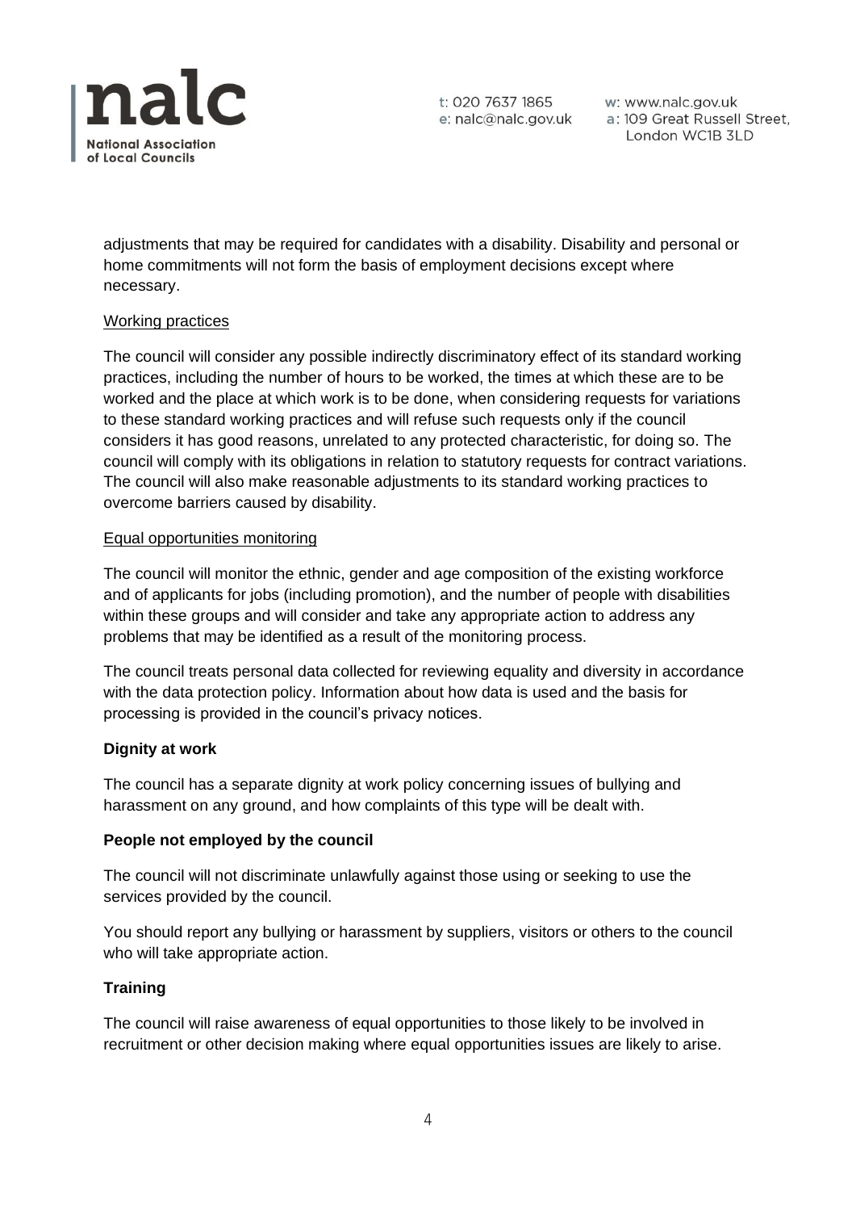adjustments that may be required for candidates with a disability. Disability and personal or home commitments will not form the basis of employment decisions except where necessary.

Working practices

The council will consider any possible indirectly discriminatory effect of its standard working practices, including the number of hours to be worked, the times at which these are to be worked and the place at which work is to be done, when considering requests for variations to these standard working practices and will refuse such requests only if the council considers it has good reasons, unrelated to any protected characteristic, for doing so. The council will comply with its obligations in relation to statutory requests for contract variations. The council will also make reasonable adjustments to its standard working practices to overcome barriers caused by disability.

Equal opportunities monitoring

The council will monitor the ethnic, gender and age composition of the existing workforce and of applicants for jobs (including promotion), and the number of people with disabilities within these groups and will consider and take any appropriate action to address any problems that may be identified as a result of the monitoring process.

The council treats personal data collected for reviewing equality and diversity in accordance with the data protection policy. Information about how data is used and the basis for processing is provided in the council's privacy notices.

**Dignity at work**

The council has a separate dignity at work policy concerning issues of bullying and harassment on any ground, and how complaints of this type will be dealt with.

**People not employed by the council**

The council will not discriminate unlawfully against those using or seeking to use the services provided by the council.

You should report any bullying or harassment by suppliers, visitors or others to the council who will take appropriate action.

**Training**

The council will raise awareness of equal opportunities to those likely to be involved in recruitment or other decision making where equal opportunities issues are likely to arise.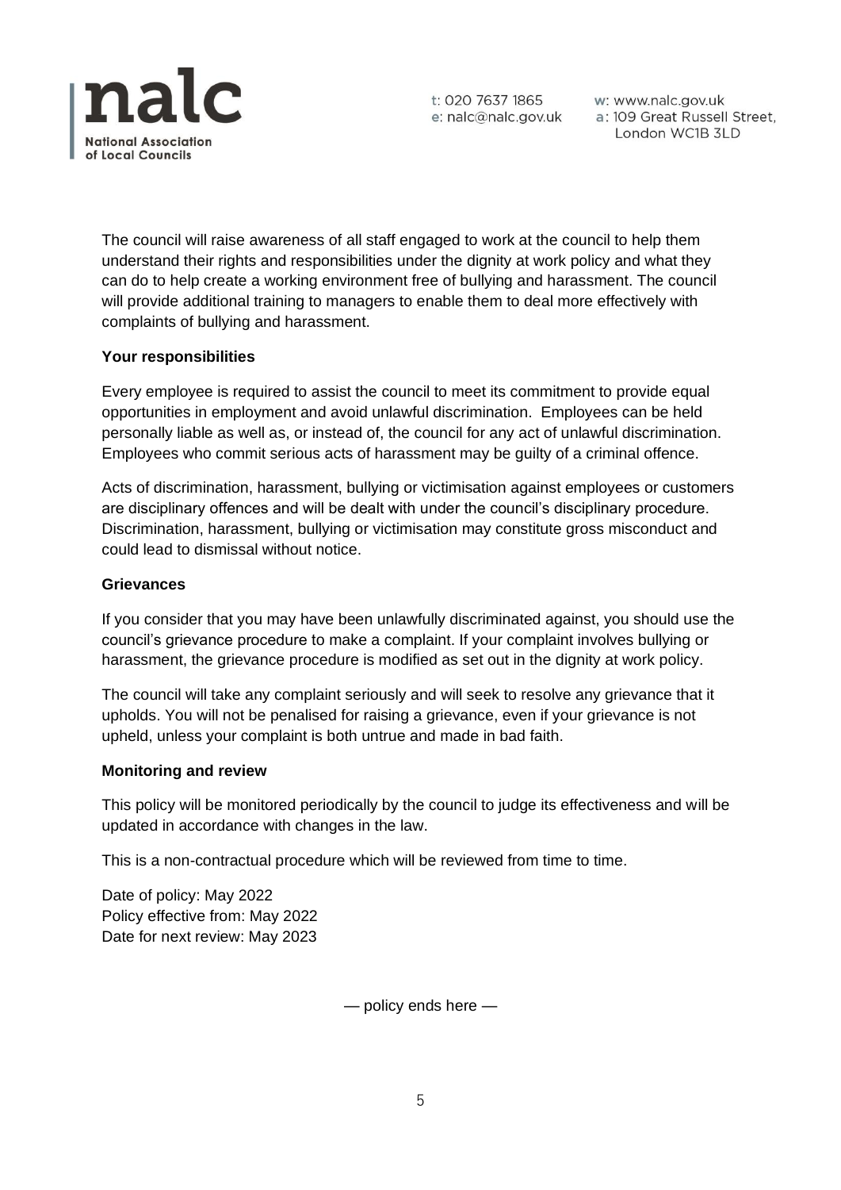The council will raise awareness of all staff engaged to work at the council to help them understand their rights and responsibilities under the dignity at work policy and what they can do to help create a working environment free of bullying and harassment. The council will provide additional training to managers to enable them to deal more effectively with complaints of bullying and harassment.

**Your responsibilities**

Every employee is required to assist the council to meet its commitment to provide equal opportunities in employment and avoid unlawful discrimination. Employees can be held personally liable as well as, or instead of, the council for any act of unlawful discrimination. Employees who commit serious acts of harassment may be guilty of a criminal offence.

Acts of discrimination, harassment, bullying or victimisation against employees or customers are disciplinary offences and will be dealt with under the council's disciplinary procedure. Discrimination, harassment, bullying or victimisation may constitute gross misconduct and could lead to dismissal without notice.

**Grievances**

If you consider that you may have been unlawfully discriminated against, you should use the council's grievance procedure to make a complaint. If your complaint involves bullying or harassment, the grievance procedure is modified as set out in the dignity at work policy.

The council will take any complaint seriously and will seek to resolve any grievance that it upholds. You will not be penalised for raising a grievance, even if your grievance is not upheld, unless your complaint is both untrue and made in bad faith.

**Monitoring and review**

This policy will be monitored periodically by the council to judge its effectiveness and will be updated in accordance with changes in the law.

This is a non-contractual procedure which will be reviewed from time to time.

Date of policy: May 2022
Policy effective from: May 2022
Date for next review: May 2023

— policy ends here —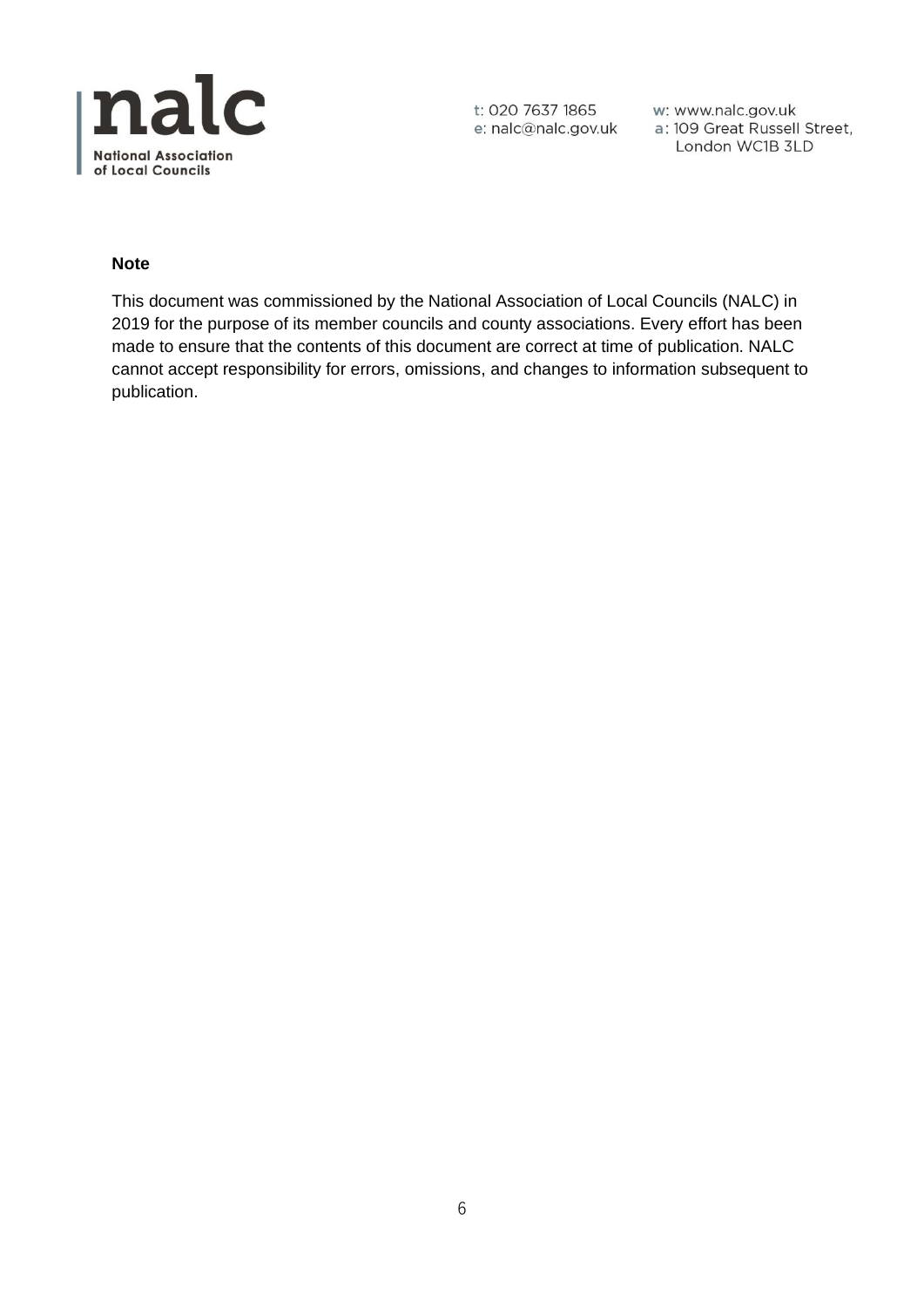**Note**

This document was commissioned by the National Association of Local Councils (NALC) in 2019 for the purpose of its member councils and county associations. Every effort has been made to ensure that the contents of this document are correct at time of publication. NALC cannot accept responsibility for errors, omissions, and changes to information subsequent to publication.